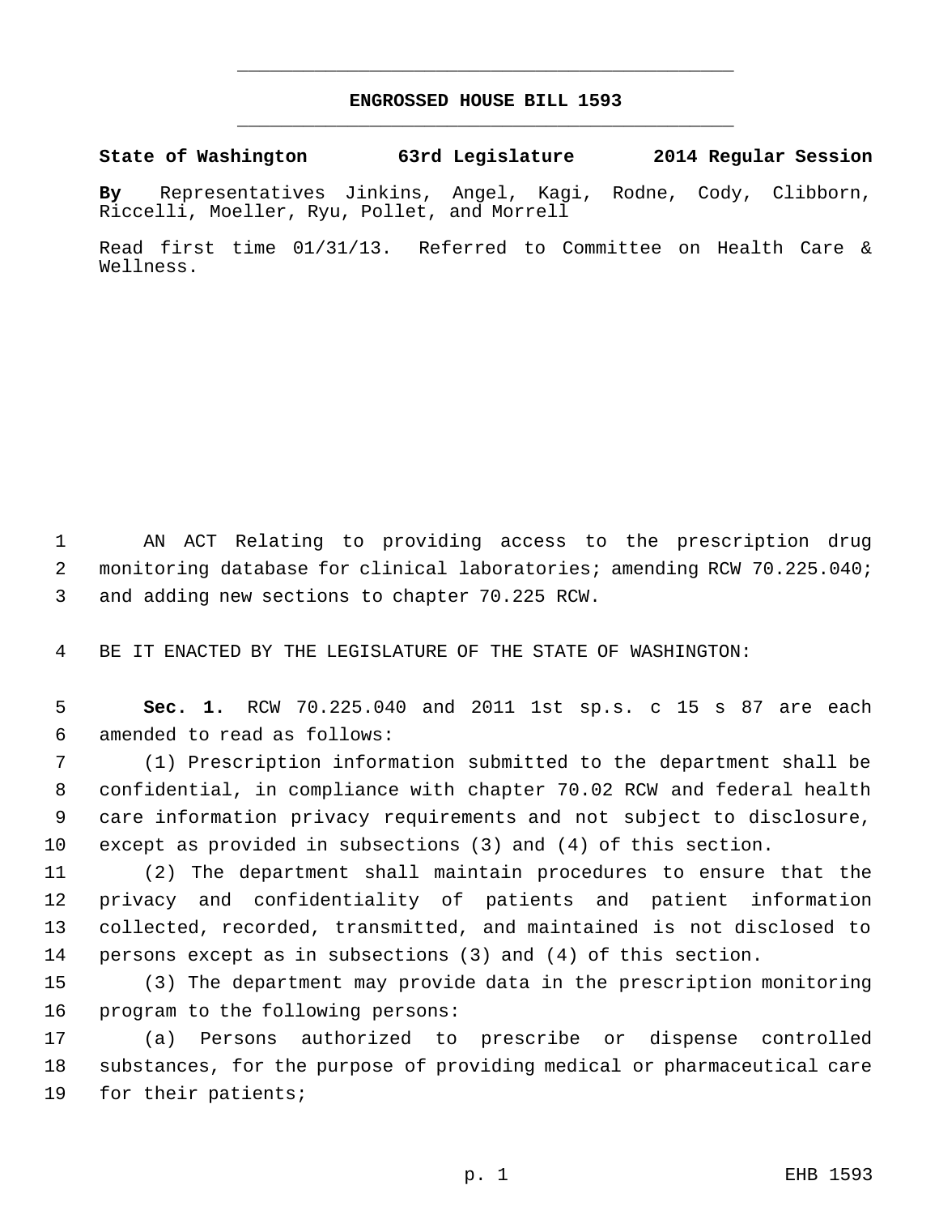# ENGROSSED HOUSE BILL 1593

**State of Washington 63rd Legislature 2014 Regular Session**

**By** Representatives Jinkins, Angel, Kagi, Rodne, Cody, Clibborn, Riccelli, Moeller, Ryu, Pollet, and Morrell

Read first time 01/31/13. Referred to Committee on Health Care & Wellness.

AN ACT Relating to providing access to the prescription drug monitoring database for clinical laboratories; amending RCW 70.225.040; and adding new sections to chapter 70.225 RCW.

BE IT ENACTED BY THE LEGISLATURE OF THE STATE OF WASHINGTON:

**Sec. 1.** RCW 70.225.040 and 2011 1st sp.s. c 15 s 87 are each amended to read as follows:

(1) Prescription information submitted to the department shall be confidential, in compliance with chapter 70.02 RCW and federal health care information privacy requirements and not subject to disclosure, except as provided in subsections (3) and (4) of this section.

(2) The department shall maintain procedures to ensure that the privacy and confidentiality of patients and patient information collected, recorded, transmitted, and maintained is not disclosed to persons except as in subsections (3) and (4) of this section.

(3) The department may provide data in the prescription monitoring program to the following persons:

(a) Persons authorized to prescribe or dispense controlled substances, for the purpose of providing medical or pharmaceutical care for their patients;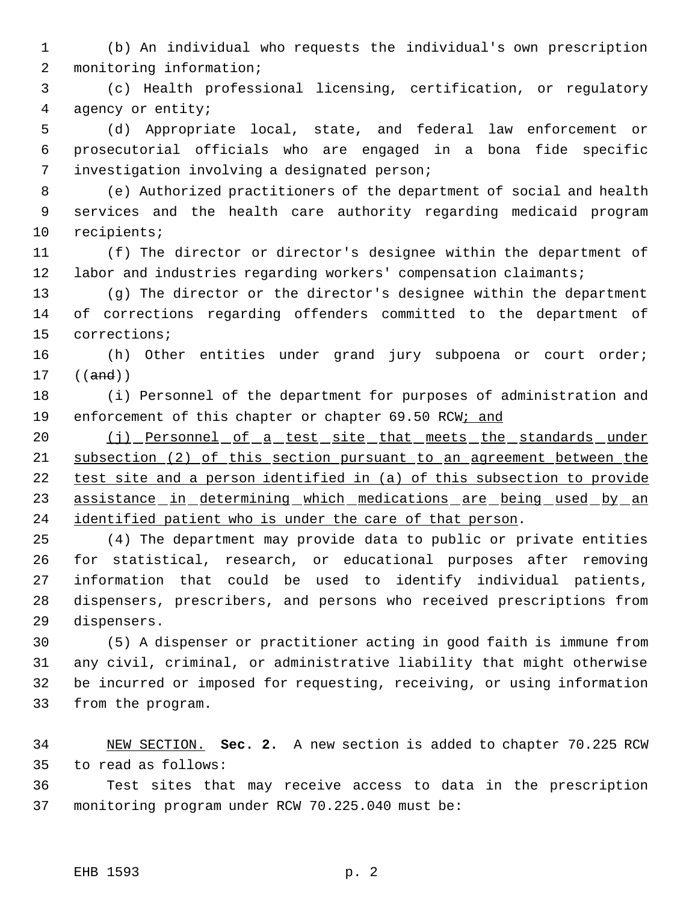(b) An individual who requests the individual's own prescription monitoring information;

(c) Health professional licensing, certification, or regulatory agency or entity;

(d) Appropriate local, state, and federal law enforcement or prosecutorial officials who are engaged in a bona fide specific investigation involving a designated person;

(e) Authorized practitioners of the department of social and health services and the health care authority regarding medicaid program recipients;

(f) The director or director's designee within the department of labor and industries regarding workers' compensation claimants;

(g) The director or the director's designee within the department of corrections regarding offenders committed to the department of corrections;

(h) Other entities under grand jury subpoena or court order; ((~~and~~))

(i) Personnel of the department for purposes of administration and enforcement of this chapter or chapter 69.50 RCW<u>; and</u>

<u>(j) Personnel of a test site that meets the standards under subsection (2) of this section pursuant to an agreement between the test site and a person identified in (a) of this subsection to provide assistance in determining which medications are being used by an identified patient who is under the care of that person</u>.

(4) The department may provide data to public or private entities for statistical, research, or educational purposes after removing information that could be used to identify individual patients, dispensers, prescribers, and persons who received prescriptions from dispensers.

(5) A dispenser or practitioner acting in good faith is immune from any civil, criminal, or administrative liability that might otherwise be incurred or imposed for requesting, receiving, or using information from the program.

<u>NEW SECTION.</u> **Sec. 2.** A new section is added to chapter 70.225 RCW to read as follows:

Test sites that may receive access to data in the prescription monitoring program under RCW 70.225.040 must be: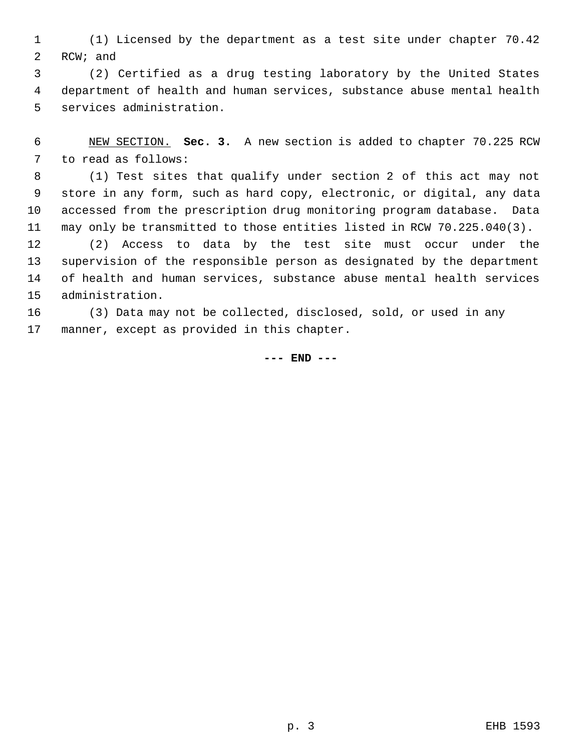(1) Licensed by the department as a test site under chapter 70.42 RCW; and

(2) Certified as a drug testing laboratory by the United States department of health and human services, substance abuse mental health services administration.

NEW SECTION. **Sec. 3.** A new section is added to chapter 70.225 RCW to read as follows:

(1) Test sites that qualify under section 2 of this act may not store in any form, such as hard copy, electronic, or digital, any data accessed from the prescription drug monitoring program database. Data may only be transmitted to those entities listed in RCW 70.225.040(3).

(2) Access to data by the test site must occur under the supervision of the responsible person as designated by the department of health and human services, substance abuse mental health services administration.

(3) Data may not be collected, disclosed, sold, or used in any manner, except as provided in this chapter.

**--- END ---**